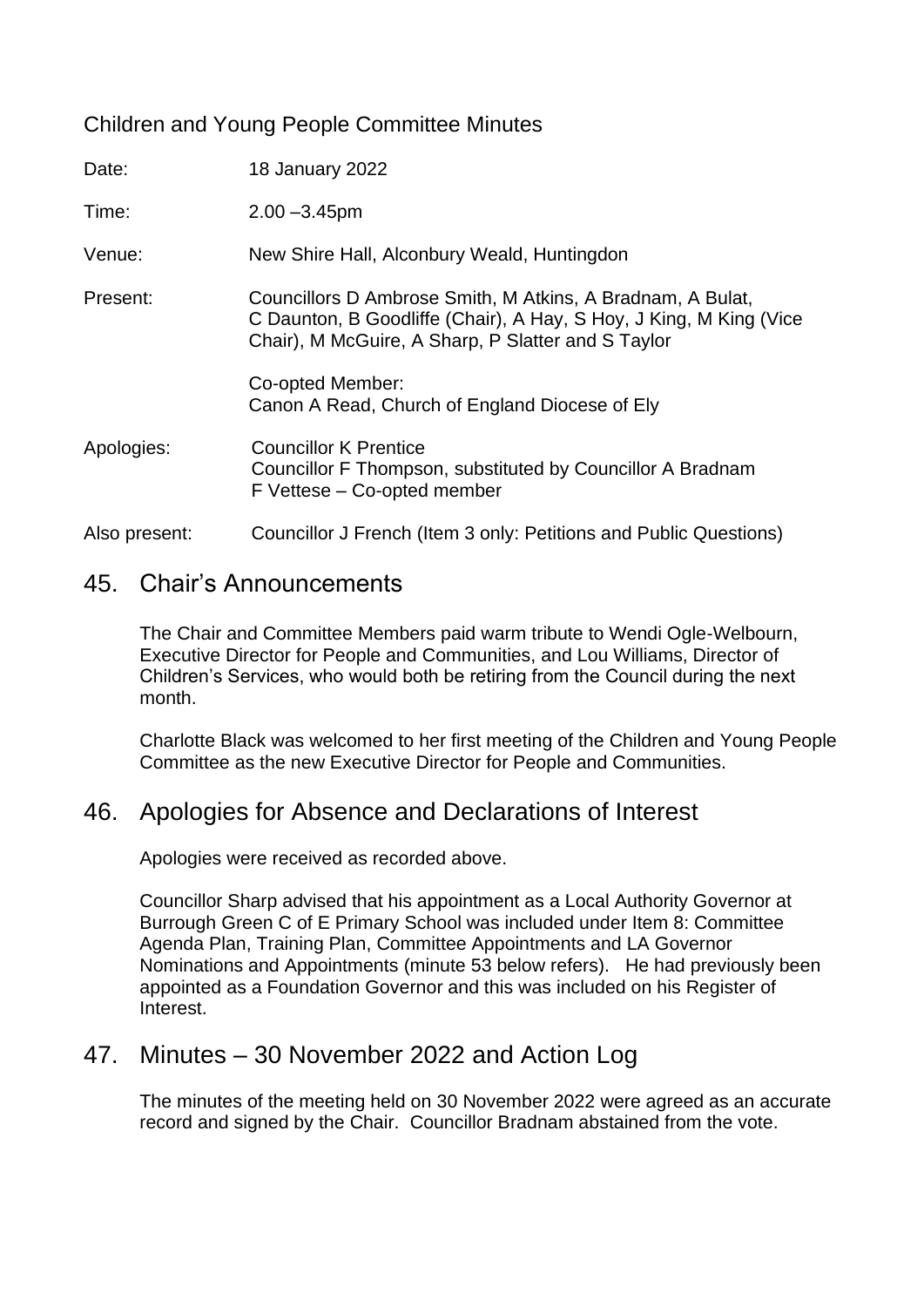Children and Young People Committee Minutes

| | |
|---|---|
| Date: | 18 January 2022 |
| Time: | 2.00 –3.45pm |
| Venue: | New Shire Hall, Alconbury Weald, Huntingdon |
| Present: | Councillors D Ambrose Smith, M Atkins, A Bradnam, A Bulat, C Daunton, B Goodliffe (Chair), A Hay, S Hoy, J King, M King (Vice Chair), M McGuire, A Sharp, P Slatter and S Taylor<br><br>Co-opted Member:<br>Canon A Read, Church of England Diocese of Ely |
| Apologies: | Councillor K Prentice<br>Councillor F Thompson, substituted by Councillor A Bradnam<br>F Vettese – Co-opted member |
| Also present: | Councillor J French (Item 3 only: Petitions and Public Questions) |

## 45. Chair's Announcements

The Chair and Committee Members paid warm tribute to Wendi Ogle-Welbourn, Executive Director for People and Communities, and Lou Williams, Director of Children's Services, who would both be retiring from the Council during the next month.

Charlotte Black was welcomed to her first meeting of the Children and Young People Committee as the new Executive Director for People and Communities.

## 46. Apologies for Absence and Declarations of Interest

Apologies were received as recorded above.

Councillor Sharp advised that his appointment as a Local Authority Governor at Burrough Green C of E Primary School was included under Item 8: Committee Agenda Plan, Training Plan, Committee Appointments and LA Governor Nominations and Appointments (minute 53 below refers). He had previously been appointed as a Foundation Governor and this was included on his Register of Interest.

## 47. Minutes – 30 November 2022 and Action Log

The minutes of the meeting held on 30 November 2022 were agreed as an accurate record and signed by the Chair. Councillor Bradnam abstained from the vote.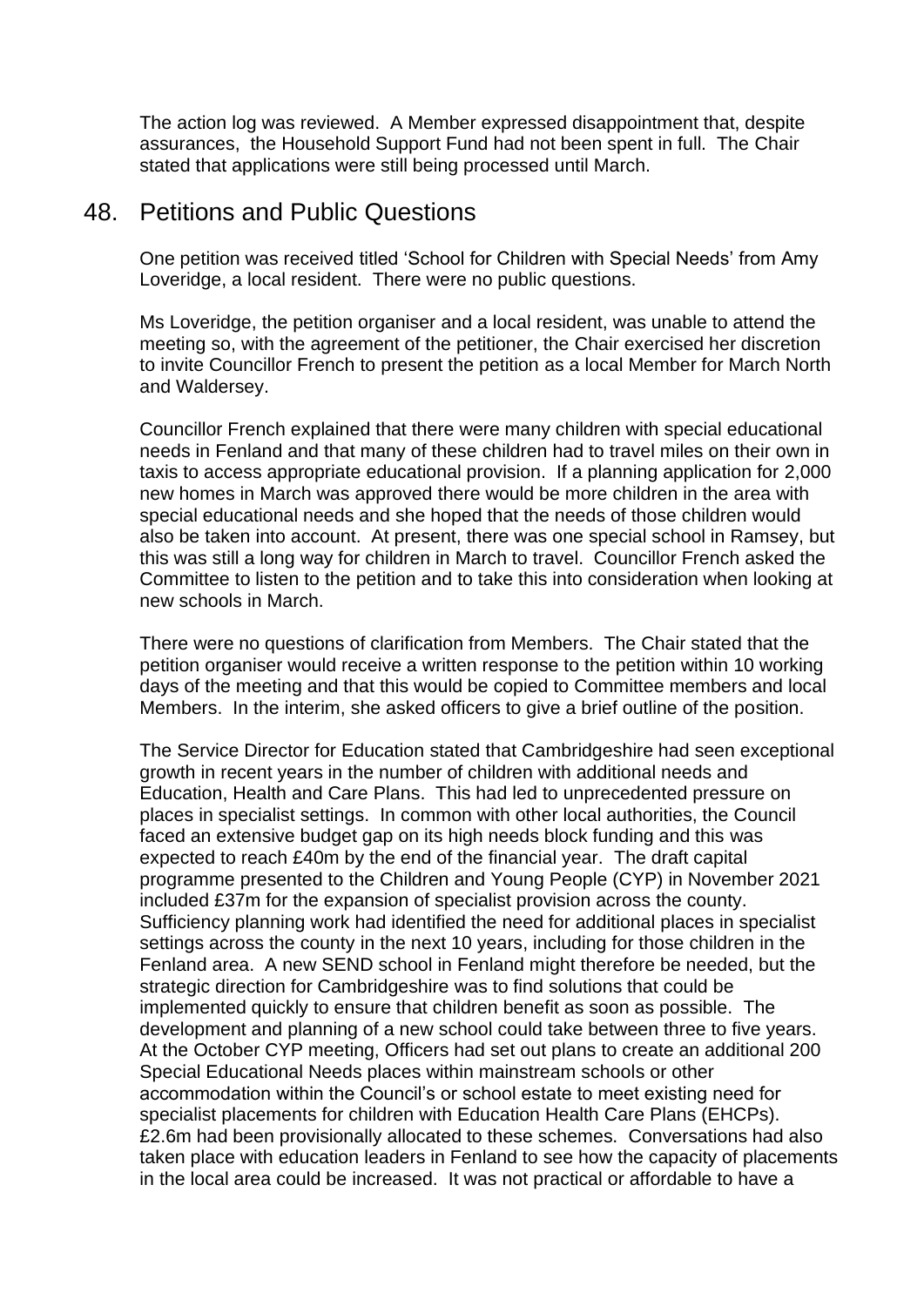The action log was reviewed. A Member expressed disappointment that, despite assurances, the Household Support Fund had not been spent in full. The Chair stated that applications were still being processed until March.

## 48. Petitions and Public Questions

One petition was received titled 'School for Children with Special Needs' from Amy Loveridge, a local resident. There were no public questions.

Ms Loveridge, the petition organiser and a local resident, was unable to attend the meeting so, with the agreement of the petitioner, the Chair exercised her discretion to invite Councillor French to present the petition as a local Member for March North and Waldersey.

Councillor French explained that there were many children with special educational needs in Fenland and that many of these children had to travel miles on their own in taxis to access appropriate educational provision. If a planning application for 2,000 new homes in March was approved there would be more children in the area with special educational needs and she hoped that the needs of those children would also be taken into account. At present, there was one special school in Ramsey, but this was still a long way for children in March to travel. Councillor French asked the Committee to listen to the petition and to take this into consideration when looking at new schools in March.

There were no questions of clarification from Members. The Chair stated that the petition organiser would receive a written response to the petition within 10 working days of the meeting and that this would be copied to Committee members and local Members. In the interim, she asked officers to give a brief outline of the position.

The Service Director for Education stated that Cambridgeshire had seen exceptional growth in recent years in the number of children with additional needs and Education, Health and Care Plans. This had led to unprecedented pressure on places in specialist settings. In common with other local authorities, the Council faced an extensive budget gap on its high needs block funding and this was expected to reach £40m by the end of the financial year. The draft capital programme presented to the Children and Young People (CYP) in November 2021 included £37m for the expansion of specialist provision across the county. Sufficiency planning work had identified the need for additional places in specialist settings across the county in the next 10 years, including for those children in the Fenland area. A new SEND school in Fenland might therefore be needed, but the strategic direction for Cambridgeshire was to find solutions that could be implemented quickly to ensure that children benefit as soon as possible. The development and planning of a new school could take between three to five years. At the October CYP meeting, Officers had set out plans to create an additional 200 Special Educational Needs places within mainstream schools or other accommodation within the Council's or school estate to meet existing need for specialist placements for children with Education Health Care Plans (EHCPs). £2.6m had been provisionally allocated to these schemes. Conversations had also taken place with education leaders in Fenland to see how the capacity of placements in the local area could be increased. It was not practical or affordable to have a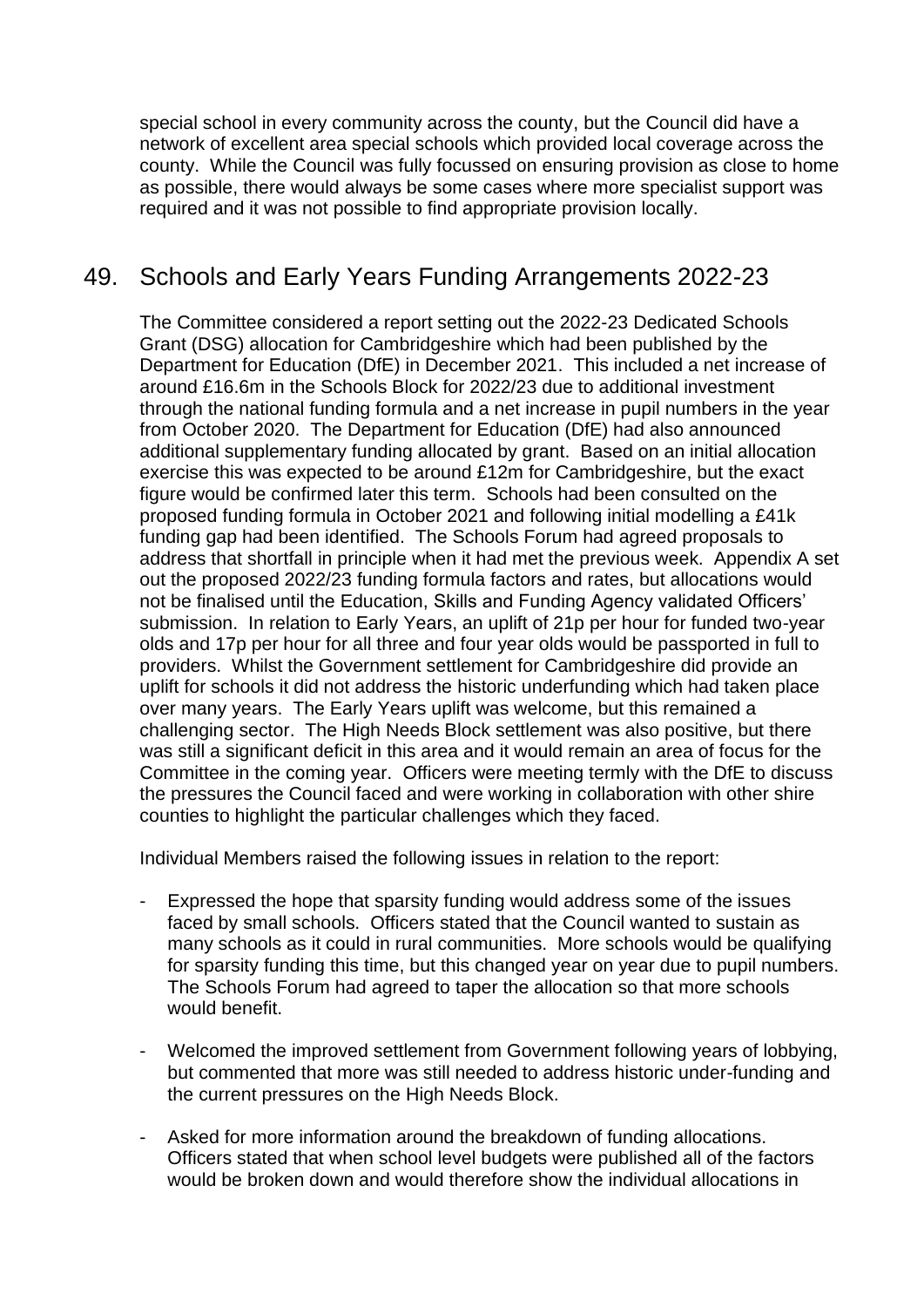special school in every community across the county, but the Council did have a network of excellent area special schools which provided local coverage across the county. While the Council was fully focussed on ensuring provision as close to home as possible, there would always be some cases where more specialist support was required and it was not possible to find appropriate provision locally.

## 49. Schools and Early Years Funding Arrangements 2022-23

The Committee considered a report setting out the 2022-23 Dedicated Schools Grant (DSG) allocation for Cambridgeshire which had been published by the Department for Education (DfE) in December 2021. This included a net increase of around £16.6m in the Schools Block for 2022/23 due to additional investment through the national funding formula and a net increase in pupil numbers in the year from October 2020. The Department for Education (DfE) had also announced additional supplementary funding allocated by grant. Based on an initial allocation exercise this was expected to be around £12m for Cambridgeshire, but the exact figure would be confirmed later this term. Schools had been consulted on the proposed funding formula in October 2021 and following initial modelling a £41k funding gap had been identified. The Schools Forum had agreed proposals to address that shortfall in principle when it had met the previous week. Appendix A set out the proposed 2022/23 funding formula factors and rates, but allocations would not be finalised until the Education, Skills and Funding Agency validated Officers' submission. In relation to Early Years, an uplift of 21p per hour for funded two-year olds and 17p per hour for all three and four year olds would be passported in full to providers. Whilst the Government settlement for Cambridgeshire did provide an uplift for schools it did not address the historic underfunding which had taken place over many years. The Early Years uplift was welcome, but this remained a challenging sector. The High Needs Block settlement was also positive, but there was still a significant deficit in this area and it would remain an area of focus for the Committee in the coming year. Officers were meeting termly with the DfE to discuss the pressures the Council faced and were working in collaboration with other shire counties to highlight the particular challenges which they faced.

Individual Members raised the following issues in relation to the report:

- Expressed the hope that sparsity funding would address some of the issues faced by small schools. Officers stated that the Council wanted to sustain as many schools as it could in rural communities. More schools would be qualifying for sparsity funding this time, but this changed year on year due to pupil numbers. The Schools Forum had agreed to taper the allocation so that more schools would benefit.

- Welcomed the improved settlement from Government following years of lobbying, but commented that more was still needed to address historic under-funding and the current pressures on the High Needs Block.

- Asked for more information around the breakdown of funding allocations. Officers stated that when school level budgets were published all of the factors would be broken down and would therefore show the individual allocations in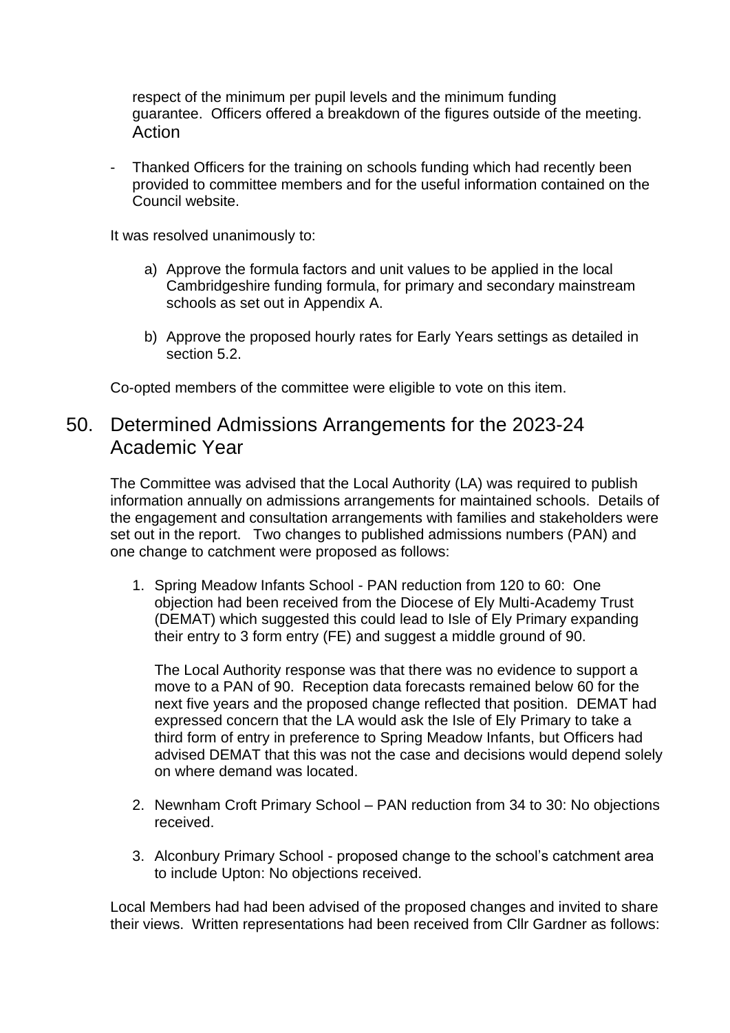respect of the minimum per pupil levels and the minimum funding guarantee. Officers offered a breakdown of the figures outside of the meeting. Action

- Thanked Officers for the training on schools funding which had recently been provided to committee members and for the useful information contained on the Council website.

It was resolved unanimously to:

a) Approve the formula factors and unit values to be applied in the local Cambridgeshire funding formula, for primary and secondary mainstream schools as set out in Appendix A.

b) Approve the proposed hourly rates for Early Years settings as detailed in section 5.2.

Co-opted members of the committee were eligible to vote on this item.

## 50. Determined Admissions Arrangements for the 2023-24 Academic Year

The Committee was advised that the Local Authority (LA) was required to publish information annually on admissions arrangements for maintained schools. Details of the engagement and consultation arrangements with families and stakeholders were set out in the report. Two changes to published admissions numbers (PAN) and one change to catchment were proposed as follows:

1. Spring Meadow Infants School - PAN reduction from 120 to 60: One objection had been received from the Diocese of Ely Multi-Academy Trust (DEMAT) which suggested this could lead to Isle of Ely Primary expanding their entry to 3 form entry (FE) and suggest a middle ground of 90.

   The Local Authority response was that there was no evidence to support a move to a PAN of 90. Reception data forecasts remained below 60 for the next five years and the proposed change reflected that position. DEMAT had expressed concern that the LA would ask the Isle of Ely Primary to take a third form of entry in preference to Spring Meadow Infants, but Officers had advised DEMAT that this was not the case and decisions would depend solely on where demand was located.

2. Newnham Croft Primary School – PAN reduction from 34 to 30: No objections received.

3. Alconbury Primary School - proposed change to the school's catchment area to include Upton: No objections received.

Local Members had had been advised of the proposed changes and invited to share their views. Written representations had been received from Cllr Gardner as follows: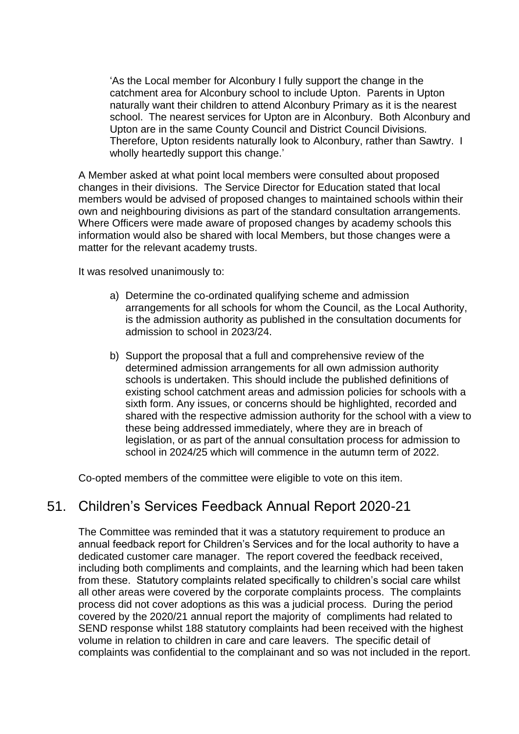> 'As the Local member for Alconbury I fully support the change in the catchment area for Alconbury school to include Upton. Parents in Upton naturally want their children to attend Alconbury Primary as it is the nearest school. The nearest services for Upton are in Alconbury. Both Alconbury and Upton are in the same County Council and District Council Divisions. Therefore, Upton residents naturally look to Alconbury, rather than Sawtry. I wholly heartedly support this change.'

A Member asked at what point local members were consulted about proposed changes in their divisions. The Service Director for Education stated that local members would be advised of proposed changes to maintained schools within their own and neighbouring divisions as part of the standard consultation arrangements. Where Officers were made aware of proposed changes by academy schools this information would also be shared with local Members, but those changes were a matter for the relevant academy trusts.

It was resolved unanimously to:

a) Determine the co-ordinated qualifying scheme and admission arrangements for all schools for whom the Council, as the Local Authority, is the admission authority as published in the consultation documents for admission to school in 2023/24.

b) Support the proposal that a full and comprehensive review of the determined admission arrangements for all own admission authority schools is undertaken. This should include the published definitions of existing school catchment areas and admission policies for schools with a sixth form. Any issues, or concerns should be highlighted, recorded and shared with the respective admission authority for the school with a view to these being addressed immediately, where they are in breach of legislation, or as part of the annual consultation process for admission to school in 2024/25 which will commence in the autumn term of 2022.

Co-opted members of the committee were eligible to vote on this item.

## 51. Children's Services Feedback Annual Report 2020-21

The Committee was reminded that it was a statutory requirement to produce an annual feedback report for Children's Services and for the local authority to have a dedicated customer care manager. The report covered the feedback received, including both compliments and complaints, and the learning which had been taken from these. Statutory complaints related specifically to children's social care whilst all other areas were covered by the corporate complaints process. The complaints process did not cover adoptions as this was a judicial process. During the period covered by the 2020/21 annual report the majority of compliments had related to SEND response whilst 188 statutory complaints had been received with the highest volume in relation to children in care and care leavers. The specific detail of complaints was confidential to the complainant and so was not included in the report.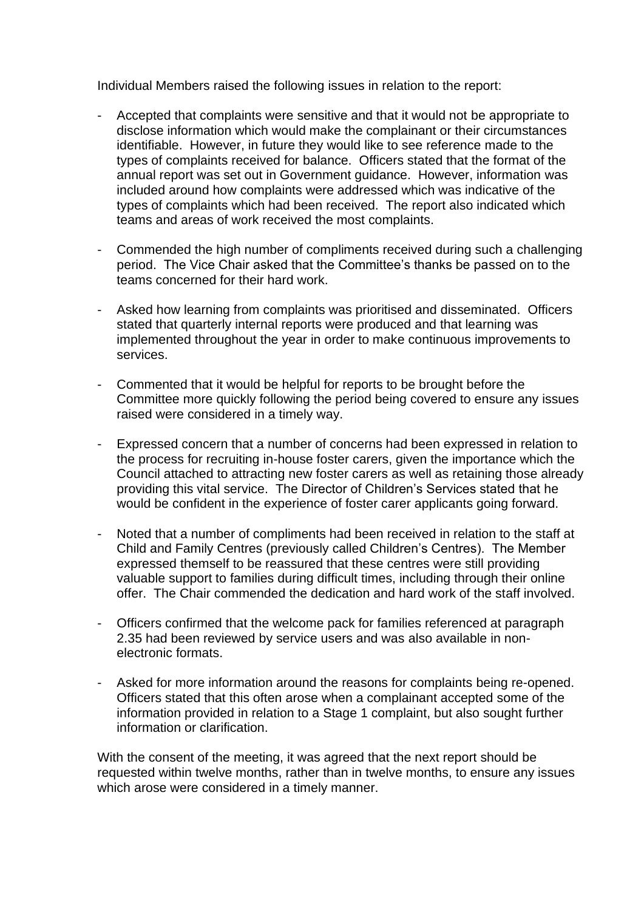Individual Members raised the following issues in relation to the report:

- Accepted that complaints were sensitive and that it would not be appropriate to disclose information which would make the complainant or their circumstances identifiable. However, in future they would like to see reference made to the types of complaints received for balance. Officers stated that the format of the annual report was set out in Government guidance. However, information was included around how complaints were addressed which was indicative of the types of complaints which had been received. The report also indicated which teams and areas of work received the most complaints.

- Commended the high number of compliments received during such a challenging period. The Vice Chair asked that the Committee's thanks be passed on to the teams concerned for their hard work.

- Asked how learning from complaints was prioritised and disseminated. Officers stated that quarterly internal reports were produced and that learning was implemented throughout the year in order to make continuous improvements to services.

- Commented that it would be helpful for reports to be brought before the Committee more quickly following the period being covered to ensure any issues raised were considered in a timely way.

- Expressed concern that a number of concerns had been expressed in relation to the process for recruiting in-house foster carers, given the importance which the Council attached to attracting new foster carers as well as retaining those already providing this vital service. The Director of Children's Services stated that he would be confident in the experience of foster carer applicants going forward.

- Noted that a number of compliments had been received in relation to the staff at Child and Family Centres (previously called Children's Centres). The Member expressed themself to be reassured that these centres were still providing valuable support to families during difficult times, including through their online offer. The Chair commended the dedication and hard work of the staff involved.

- Officers confirmed that the welcome pack for families referenced at paragraph 2.35 had been reviewed by service users and was also available in non-electronic formats.

- Asked for more information around the reasons for complaints being re-opened. Officers stated that this often arose when a complainant accepted some of the information provided in relation to a Stage 1 complaint, but also sought further information or clarification.

With the consent of the meeting, it was agreed that the next report should be requested within twelve months, rather than in twelve months, to ensure any issues which arose were considered in a timely manner.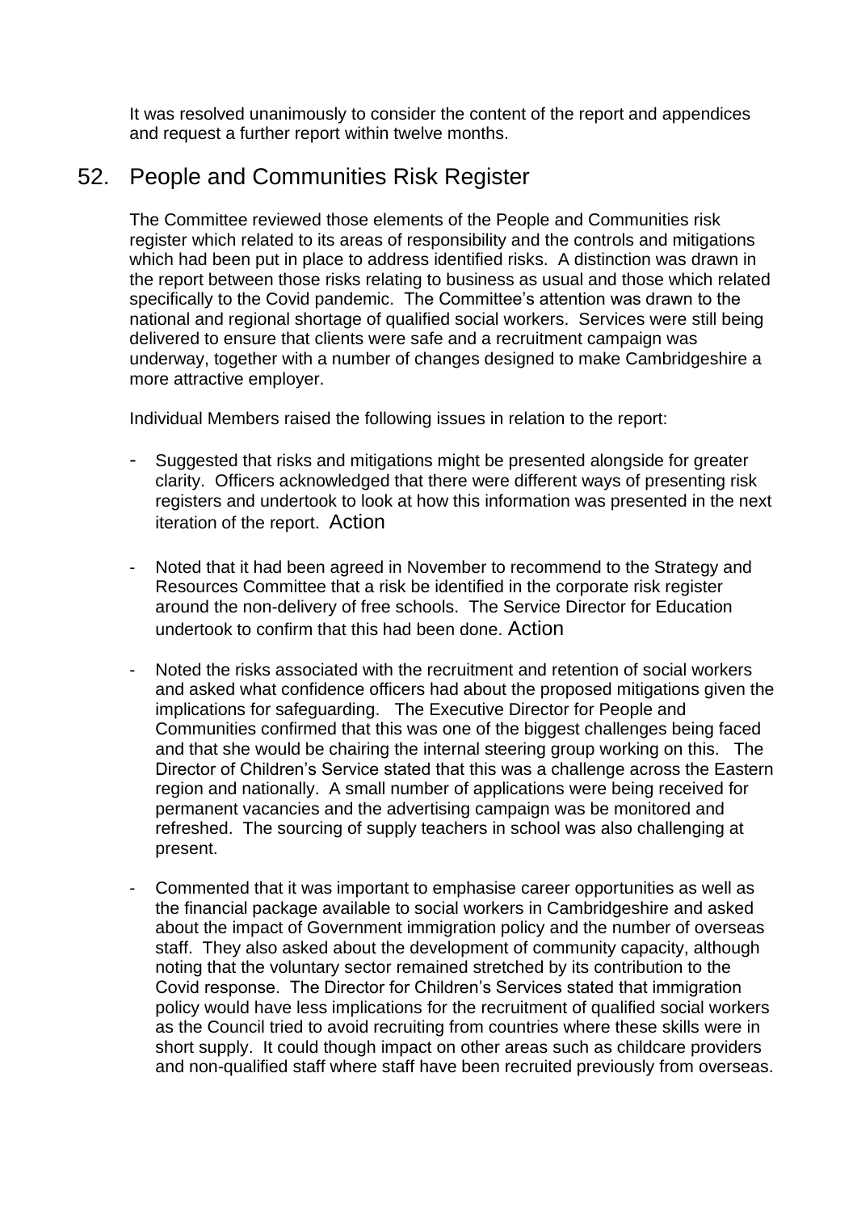It was resolved unanimously to consider the content of the report and appendices and request a further report within twelve months.

## 52. People and Communities Risk Register

The Committee reviewed those elements of the People and Communities risk register which related to its areas of responsibility and the controls and mitigations which had been put in place to address identified risks. A distinction was drawn in the report between those risks relating to business as usual and those which related specifically to the Covid pandemic. The Committee's attention was drawn to the national and regional shortage of qualified social workers. Services were still being delivered to ensure that clients were safe and a recruitment campaign was underway, together with a number of changes designed to make Cambridgeshire a more attractive employer.

Individual Members raised the following issues in relation to the report:

- Suggested that risks and mitigations might be presented alongside for greater clarity. Officers acknowledged that there were different ways of presenting risk registers and undertook to look at how this information was presented in the next iteration of the report. Action

- Noted that it had been agreed in November to recommend to the Strategy and Resources Committee that a risk be identified in the corporate risk register around the non-delivery of free schools. The Service Director for Education undertook to confirm that this had been done. Action

- Noted the risks associated with the recruitment and retention of social workers and asked what confidence officers had about the proposed mitigations given the implications for safeguarding. The Executive Director for People and Communities confirmed that this was one of the biggest challenges being faced and that she would be chairing the internal steering group working on this. The Director of Children's Service stated that this was a challenge across the Eastern region and nationally. A small number of applications were being received for permanent vacancies and the advertising campaign was be monitored and refreshed. The sourcing of supply teachers in school was also challenging at present.

- Commented that it was important to emphasise career opportunities as well as the financial package available to social workers in Cambridgeshire and asked about the impact of Government immigration policy and the number of overseas staff. They also asked about the development of community capacity, although noting that the voluntary sector remained stretched by its contribution to the Covid response. The Director for Children's Services stated that immigration policy would have less implications for the recruitment of qualified social workers as the Council tried to avoid recruiting from countries where these skills were in short supply. It could though impact on other areas such as childcare providers and non-qualified staff where staff have been recruited previously from overseas.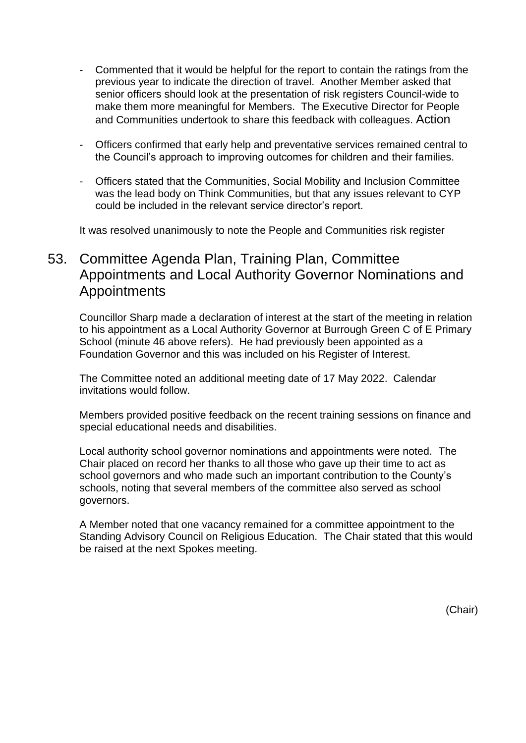- Commented that it would be helpful for the report to contain the ratings from the previous year to indicate the direction of travel. Another Member asked that senior officers should look at the presentation of risk registers Council-wide to make them more meaningful for Members. The Executive Director for People and Communities undertook to share this feedback with colleagues. Action

- Officers confirmed that early help and preventative services remained central to the Council's approach to improving outcomes for children and their families.

- Officers stated that the Communities, Social Mobility and Inclusion Committee was the lead body on Think Communities, but that any issues relevant to CYP could be included in the relevant service director's report.

It was resolved unanimously to note the People and Communities risk register

## 53. Committee Agenda Plan, Training Plan, Committee Appointments and Local Authority Governor Nominations and Appointments

Councillor Sharp made a declaration of interest at the start of the meeting in relation to his appointment as a Local Authority Governor at Burrough Green C of E Primary School (minute 46 above refers). He had previously been appointed as a Foundation Governor and this was included on his Register of Interest.

The Committee noted an additional meeting date of 17 May 2022. Calendar invitations would follow.

Members provided positive feedback on the recent training sessions on finance and special educational needs and disabilities.

Local authority school governor nominations and appointments were noted. The Chair placed on record her thanks to all those who gave up their time to act as school governors and who made such an important contribution to the County's schools, noting that several members of the committee also served as school governors.

A Member noted that one vacancy remained for a committee appointment to the Standing Advisory Council on Religious Education. The Chair stated that this would be raised at the next Spokes meeting.

(Chair)